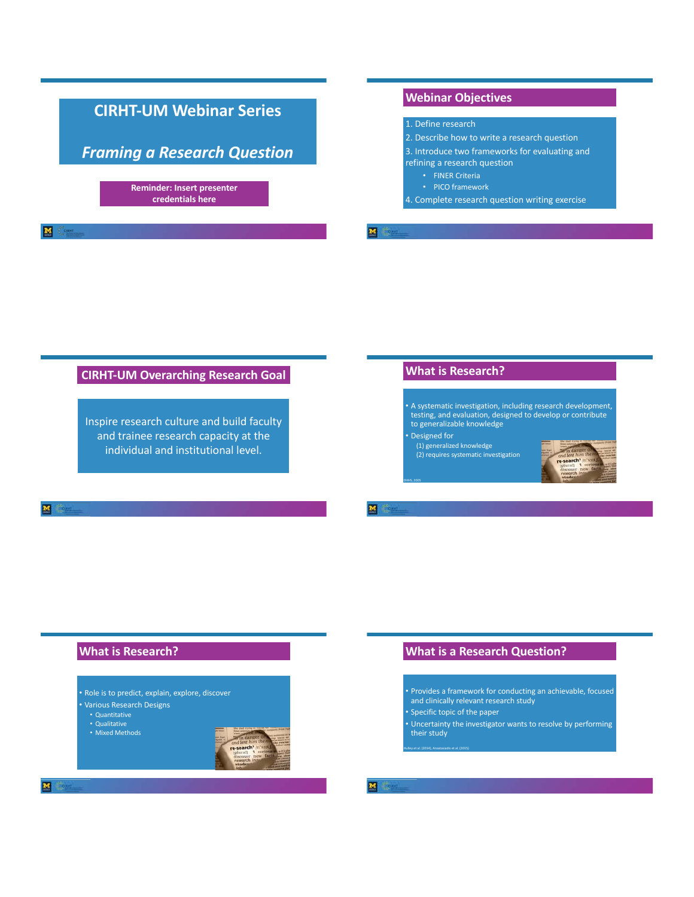# CIRHT-UM Webinar Series

## *Framing a Research Question*

**Reminder: Insert presenter credentials here**

## Webinar Objectives

1. Define research
2. Describe how to write a research question
3. Introduce two frameworks for evaluating and refining a research question
   - FINER Criteria
   - PICO framework
4. Complete research question writing exercise

## CIRHT-UM Overarching Research Goal

Inspire research culture and build faculty and trainee research capacity at the individual and institutional level.

## What is Research?

- A systematic investigation, including research development, testing, and evaluation, designed to develop or contribute to generalizable knowledge
- Designed for
  - (1) generalized knowledge
  - (2) requires systematic investigation

DHHS, 2005

## What is Research?

- Role is to predict, explain, explore, discover
- Various Research Designs
  - Quantitative
  - Qualitative
  - Mixed Methods

## What is a Research Question?

- Provides a framework for conducting an achievable, focused and clinically relevant research study
- Specific topic of the paper
- Uncertainty the investigator wants to resolve by performing their study

Hulley et al. (2014), Anastasiadis et al. (2015)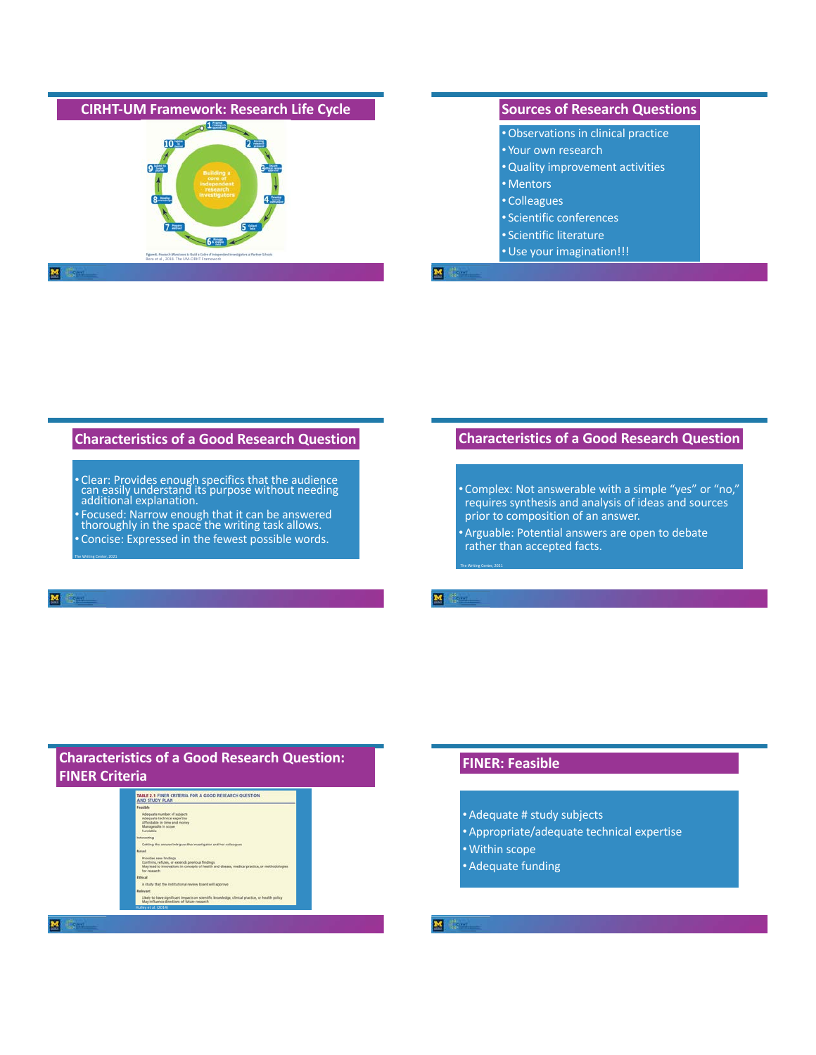## CIRHT-UM Framework: Research Life Cycle

1 Frame research question
2 Develop research protocol
3 Secure ethical review approval
4 Develop research instrument
5 Collect data
6 Manage & analyze data
7 Prepare abstract
8 Develop manuscript
9 Submit to target journal
10 Publish in journal

Building a core of independent research investigators

Figure 6. Research Milestones to Build a Cadre of Independent Investigators at Partner Schools
Beza et al., 2018. The UM-CIRHT Framework

## Sources of Research Questions

- Observations in clinical practice
- Your own research
- Quality improvement activities
- Mentors
- Colleagues
- Scientific conferences
- Scientific literature
- Use your imagination!!!

## Characteristics of a Good Research Question

- Clear: Provides enough specifics that the audience can easily understand its purpose without needing additional explanation.
- Focused: Narrow enough that it can be answered thoroughly in the space the writing task allows.
- Concise: Expressed in the fewest possible words.

The Writing Center, 2021

## Characteristics of a Good Research Question

- Complex: Not answerable with a simple "yes" or "no," requires synthesis and analysis of ideas and sources prior to composition of an answer.
- Arguable: Potential answers are open to debate rather than accepted facts.

The Writing Center, 2021

## Characteristics of a Good Research Question: FINER Criteria

TABLE 2.1 FINER CRITERIA FOR A GOOD RESEARCH QUESTION AND STUDY PLAN

**Feasible**
- Adequate number of subjects
- Adequate technical expertise
- Affordable in time and money
- Manageable in scope
- Fundable

**Interesting**
- Getting the answer intrigues the investigator and her colleagues

**Novel**
- Provides new findings
- Confirms, refutes, or extends previous findings
- May lead to innovations in concepts of health and disease, medical practice, or methodologies for research

**Ethical**
- A study that the institutional review board will approve

**Relevant**
- Likely to have significant impacts on scientific knowledge, clinical practice, or health policy
- May influence directions of future research

Hulley et al. (2014)

## FINER: Feasible

- Adequate # study subjects
- Appropriate/adequate technical expertise
- Within scope
- Adequate funding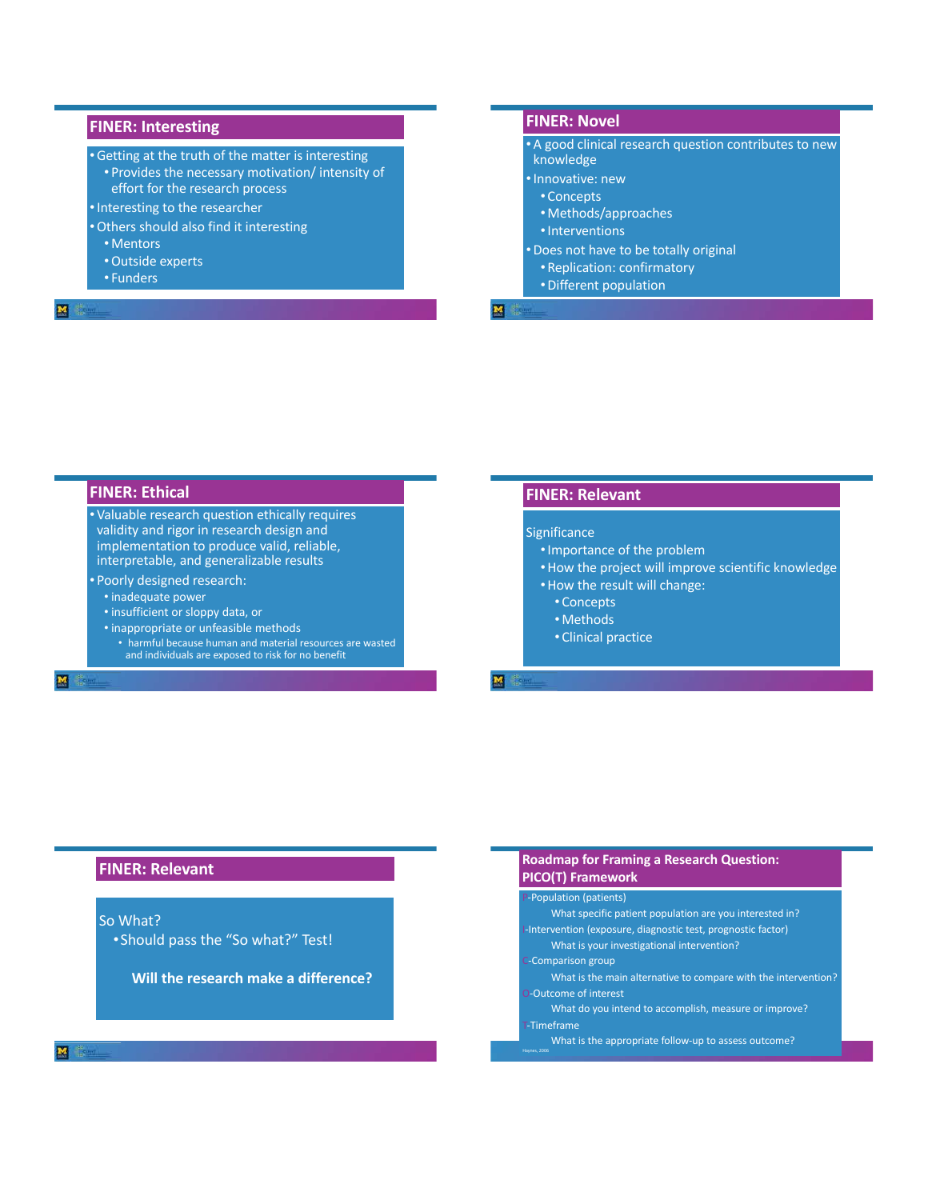## FINER: Interesting

- Getting at the truth of the matter is interesting
  - Provides the necessary motivation/ intensity of effort for the research process
- Interesting to the researcher
- Others should also find it interesting
  - Mentors
  - Outside experts
  - Funders

## FINER: Novel

- A good clinical research question contributes to new knowledge
- Innovative: new
  - Concepts
  - Methods/approaches
  - Interventions
- Does not have to be totally original
  - Replication: confirmatory
  - Different population

## FINER: Ethical

- Valuable research question ethically requires validity and rigor in research design and implementation to produce valid, reliable, interpretable, and generalizable results
- Poorly designed research:
  - inadequate power
  - insufficient or sloppy data, or
  - inappropriate or unfeasible methods
    - harmful because human and material resources are wasted and individuals are exposed to risk for no benefit

## FINER: Relevant

Significance

- Importance of the problem
- How the project will improve scientific knowledge
- How the result will change:
  - Concepts
  - Methods
  - Clinical practice

## FINER: Relevant

So What?

- Should pass the "So what?" Test!

**Will the research make a difference?**

## Roadmap for Framing a Research Question: PICO(T) Framework

P-Population (patients)
  What specific patient population are you interested in?

I-Intervention (exposure, diagnostic test, prognostic factor)
  What is your investigational intervention?

C-Comparison group
  What is the main alternative to compare with the intervention?

O-Outcome of interest
  What do you intend to accomplish, measure or improve?

T-Timeframe
  What is the appropriate follow-up to assess outcome?

Haynes, 2006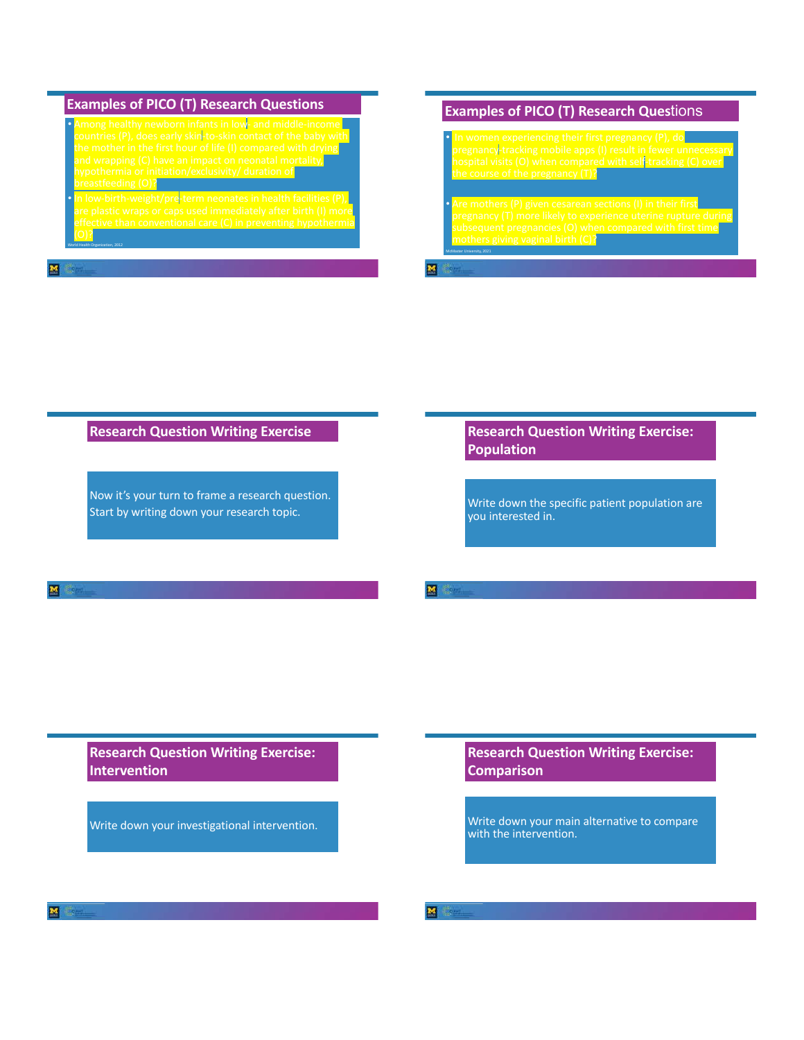## Examples of PICO (T) Research Questions

- Among healthy newborn infants in low- and middle-income countries (P), does early skin-to-skin contact of the baby with the mother in the first hour of life (I) compared with drying and wrapping (C) have an impact on neonatal mortality, hypothermia or initiation/exclusivity/ duration of breastfeeding (O)?
- In low-birth-weight/pre-term neonates in health facilities (P), are plastic wraps or caps used immediately after birth (I) more effective than conventional care (C) in preventing hypothermia (O)?

World Health Organization, 2012

## Examples of PICO (T) Research Questions

- In women experiencing their first pregnancy (P), do pregnancy-tracking mobile apps (I) result in fewer unnecessary hospital visits (O) when compared with self-tracking (C) over the course of the pregnancy (T)?
- Are mothers (P) given cesarean sections (I) in their first pregnancy (T) more likely to experience uterine rupture during subsequent pregnancies (O) when compared with first time mothers giving vaginal birth (C)?

McMaster University, 2021

## Research Question Writing Exercise

Now it's your turn to frame a research question. Start by writing down your research topic.

## Research Question Writing Exercise: Population

Write down the specific patient population are you interested in.

## Research Question Writing Exercise: Intervention

Write down your investigational intervention.

## Research Question Writing Exercise: Comparison

Write down your main alternative to compare with the intervention.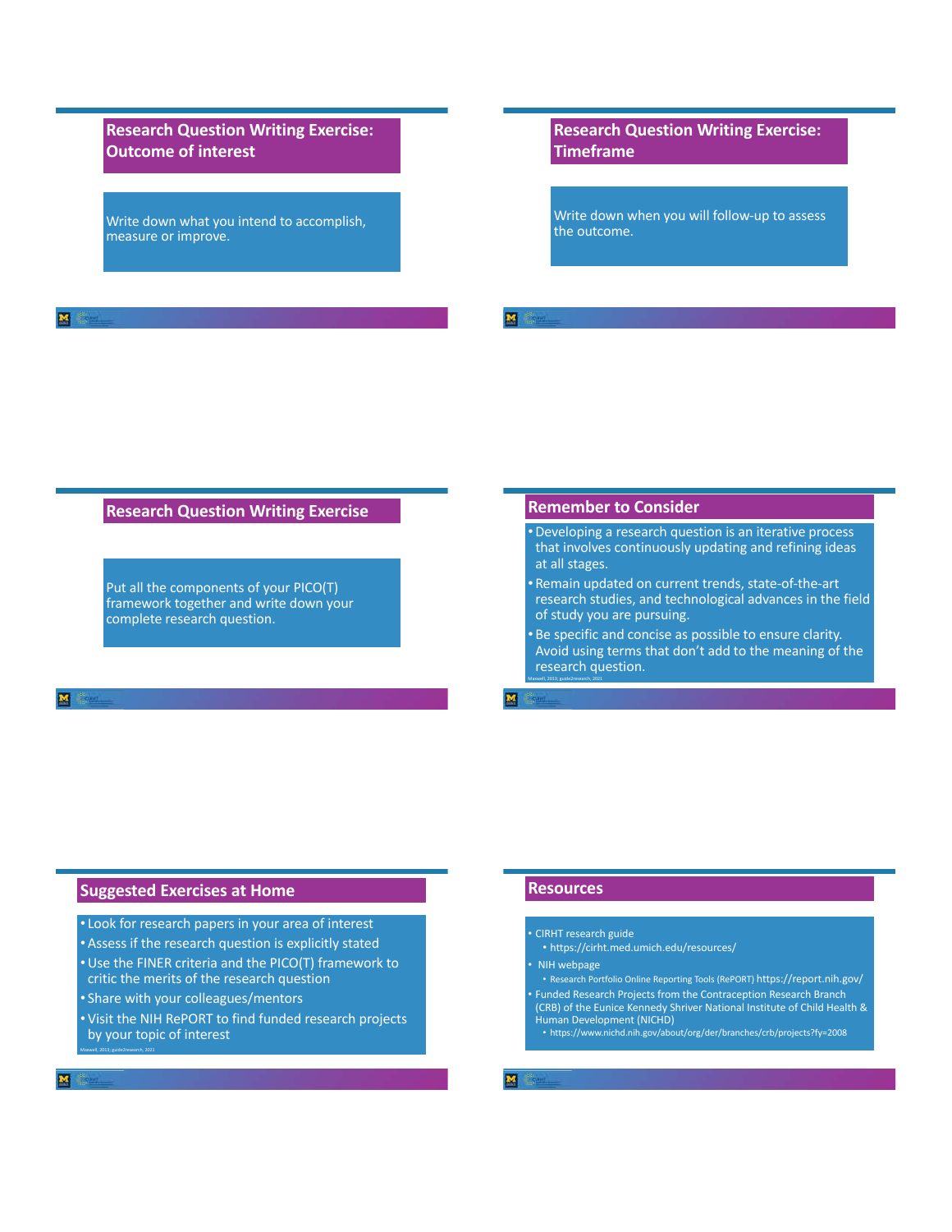## Research Question Writing Exercise: Outcome of interest

Write down what you intend to accomplish, measure or improve.

## Research Question Writing Exercise: Timeframe

Write down when you will follow-up to assess the outcome.

## Research Question Writing Exercise

Put all the components of your PICO(T) framework together and write down your complete research question.

## Remember to Consider

- Developing a research question is an iterative process that involves continuously updating and refining ideas at all stages.
- Remain updated on current trends, state-of-the-art research studies, and technological advances in the field of study you are pursuing.
- Be specific and concise as possible to ensure clarity. Avoid using terms that don't add to the meaning of the research question.

Maxwell, 2013; guide2research, 2021

## Suggested Exercises at Home

- Look for research papers in your area of interest
- Assess if the research question is explicitly stated
- Use the FINER criteria and the PICO(T) framework to critic the merits of the research question
- Share with your colleagues/mentors
- Visit the NIH RePORT to find funded research projects by your topic of interest

Maxwell, 2013; guide2research, 2021

## Resources

- CIRHT research guide
  - https://cirht.med.umich.edu/resources/
- NIH webpage
  - Research Portfolio Online Reporting Tools (RePORT) https://report.nih.gov/
- Funded Research Projects from the Contraception Research Branch (CRB) of the Eunice Kennedy Shriver National Institute of Child Health & Human Development (NICHD)
  - https://www.nichd.nih.gov/about/org/der/branches/crb/projects?fy=2008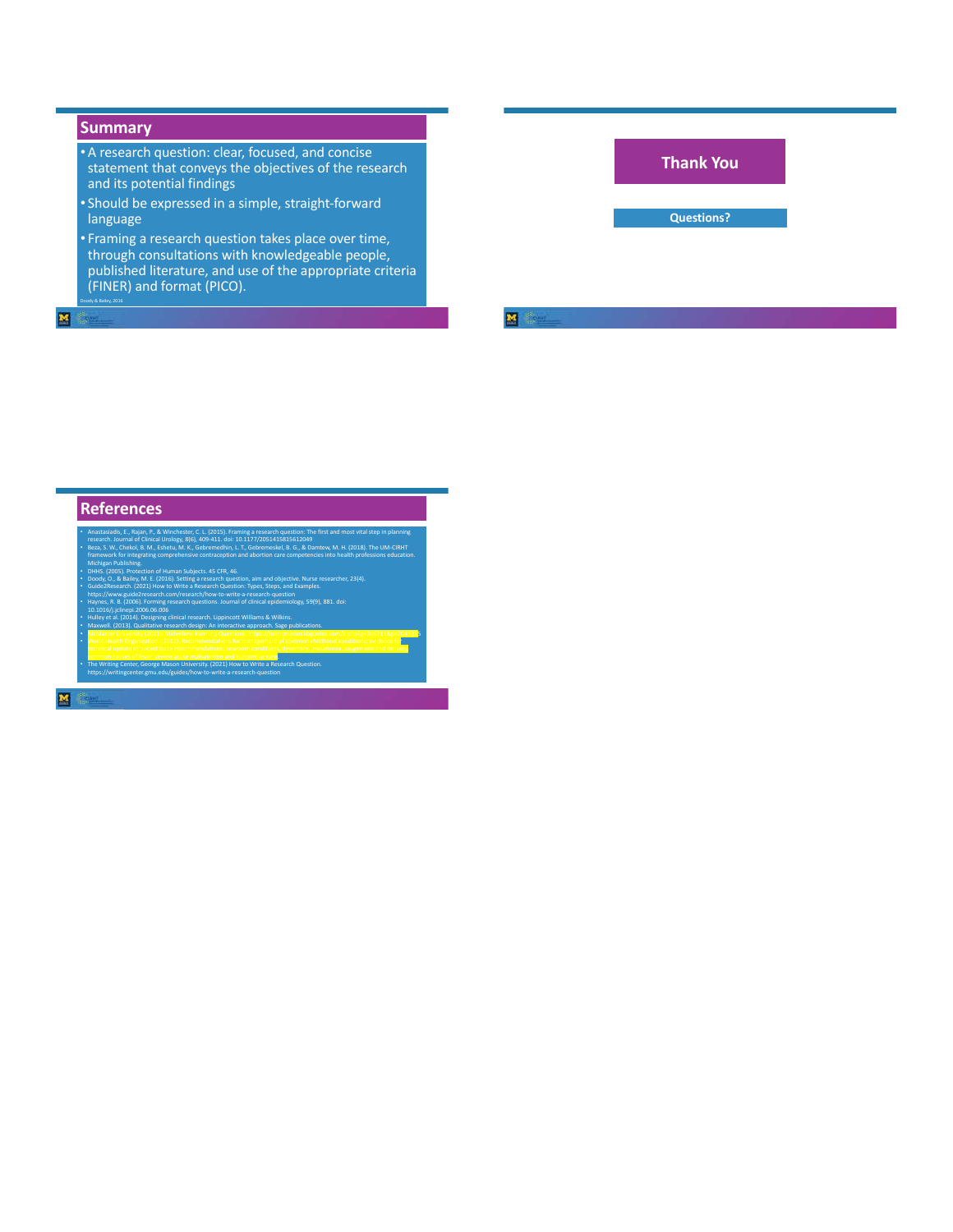## Summary

- A research question: clear, focused, and concise statement that conveys the objectives of the research and its potential findings
- Should be expressed in a simple, straight-forward language
- Framing a research question takes place over time, through consultations with knowledgeable people, published literature, and use of the appropriate criteria (FINER) and format (PICO).

Doody & Bailey, 2016

## Thank You

Questions?

## References

- Anastasiadis, E., Rajan, P., & Winchester, C. L. (2015). Framing a research question: The first and most vital step in planning research. Journal of Clinical Urology, 8(6), 409-411. doi: 10.1177/2051415815612049
- Beza, S. W., Chekol, B. M., Eshetu, M. K., Gebremedhin, L. T., Gebremeskel, B. G., & Damtew, M. H. (2018). The UM-CIRHT framework for integrating comprehensive contraception and abortion care competencies into health professions education. Michigan Publishing.
- DHHS. (2005). Protection of Human Subjects. 45 CFR, 46.
- Doody, O., & Bailey, M. E. (2016). Setting a research question, aim and objective. Nurse researcher, 23(4).
- Guide2Research. (2021) How to Write a Research Question: Types, Steps, and Examples. https://www.guide2research.com/research/how-to-write-a-research-question
- Haynes, R. B. (2006). Forming research questions. Journal of clinical epidemiology, 59(9), 881. doi: 10.1016/j.jclinepi.2006.06.006
- Hulley et al. (2014). Designing clinical research. Lippincott Williams & Wilkins.
- Maxwell. (2013). Qualitative research design: An interactive approach. Sage publications.
- Monash University (2021). Build your research question. https://guides.lib.monash.edu/c.php?g=219607&p=1454148
- World Health Organization. (2012). Recommendations for management of common childhood conditions: evidence for technical update of pocket book recommendations: newborn conditions, dysentery, pneumonia, oxygen use and delivery, common causes of fever, severe acute malnutrition and supportive care.
- The Writing Center, George Mason University. (2021) How to Write a Research Question. https://writingcenter.gmu.edu/guides/how-to-write-a-research-question